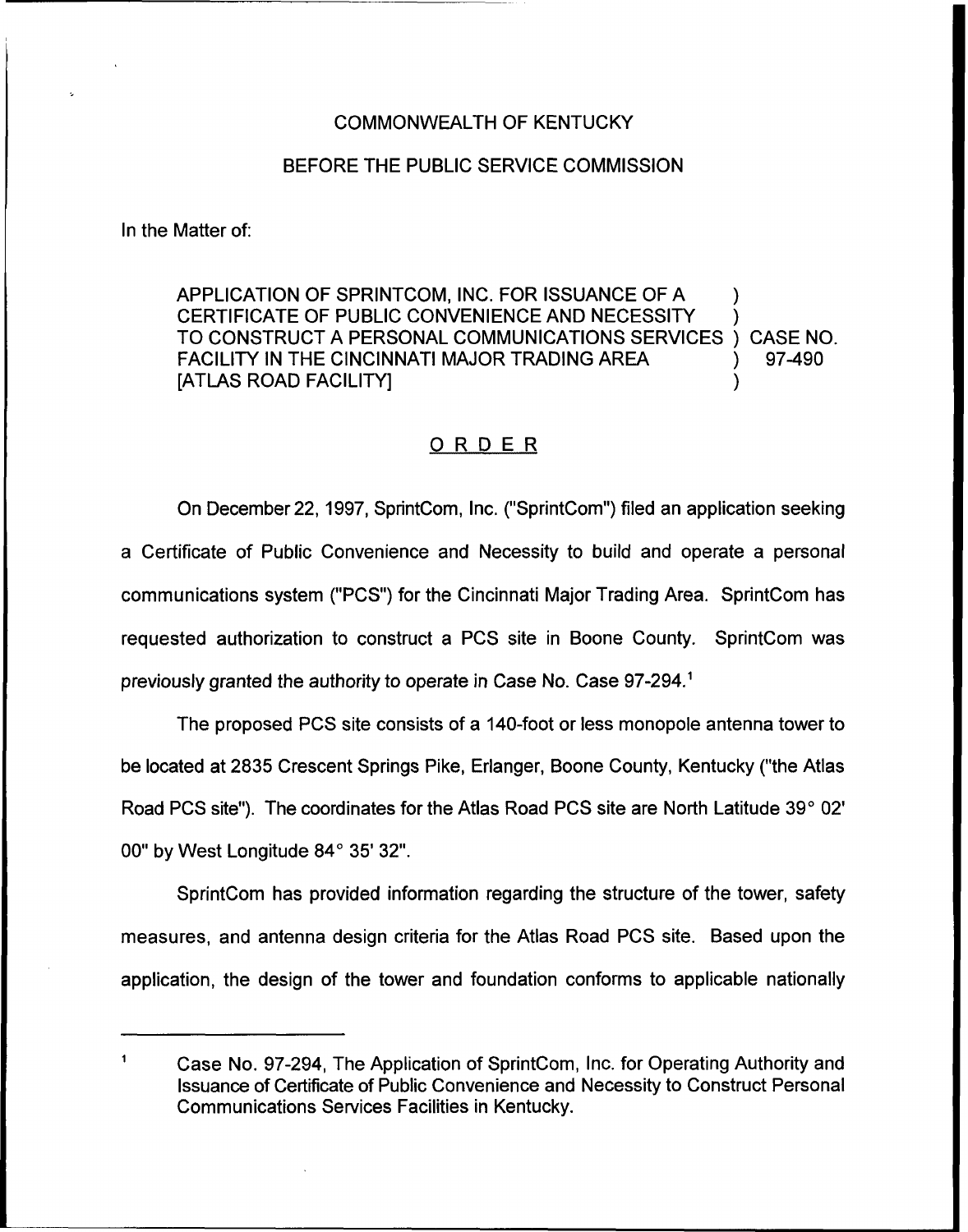COMMONWEALTH OF KENTUCKY

BEFORE THE PUBLIC SERVICE COMMISSION

In the Matter of:

APPLICATION OF SPRINTCOM, INC. FOR ISSUANCE OF A CERTIFICATE OF PUBLIC CONVENIENCE AND NECESSITY TO CONSTRUCT A PERSONAL COMMUNICATIONS SERVICES FACILITY IN THE CINCINNATI MAJOR TRADING AREA [ATLAS ROAD FACILITY] ) CASE NO. 97-490

## ORDER

On December 22, 1997, SprintCom, Inc. ("SprintCom") filed an application seeking a Certificate of Public Convenience and Necessity to build and operate a personal communications system ("PCS") for the Cincinnati Major Trading Area. SprintCom has requested authorization to construct a PCS site in Boone County. SprintCom was previously granted the authority to operate in Case No. Case 97-294.[1]

The proposed PCS site consists of a 140-foot or less monopole antenna tower to be located at 2835 Crescent Springs Pike, Erlanger, Boone County, Kentucky ("the Atlas Road PCS site"). The coordinates for the Atlas Road PCS site are North Latitude 39° 02' 00" by West Longitude 84° 35' 32".

SprintCom has provided information regarding the structure of the tower, safety measures, and antenna design criteria for the Atlas Road PCS site. Based upon the application, the design of the tower and foundation conforms to applicable nationally

[1] Case No. 97-294, The Application of SprintCom, Inc. for Operating Authority and Issuance of Certificate of Public Convenience and Necessity to Construct Personal Communications Services Facilities in Kentucky.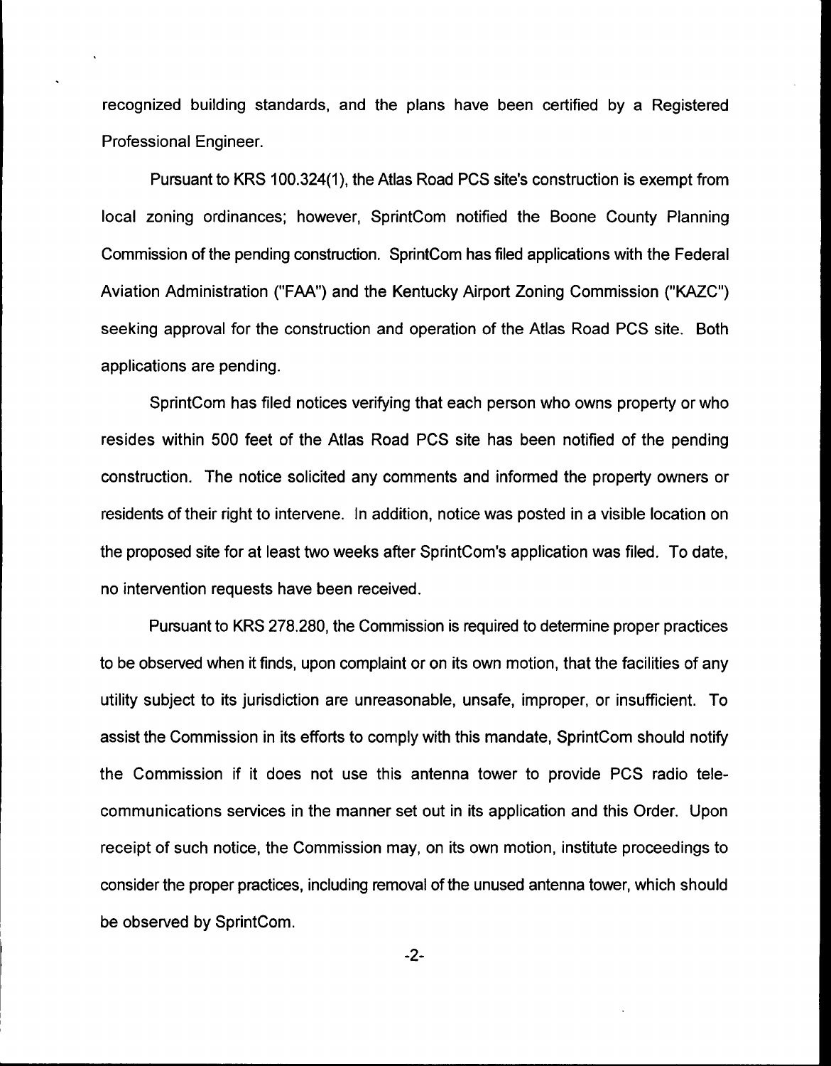recognized building standards, and the plans have been certified by a Registered Professional Engineer.

Pursuant to KRS 100.324(1), the Atlas Road PCS site's construction is exempt from local zoning ordinances; however, SprintCom notified the Boone County Planning Commission of the pending construction. SprintCom has filed applications with the Federal Aviation Administration ("FAA") and the Kentucky Airport Zoning Commission ("KAZC") seeking approval for the construction and operation of the Atlas Road PCS site. Both applications are pending.

SprintCom has filed notices verifying that each person who owns property or who resides within 500 feet of the Atlas Road PCS site has been notified of the pending construction. The notice solicited any comments and informed the property owners or residents of their right to intervene. In addition, notice was posted in a visible location on the proposed site for at least two weeks after SprintCom's application was filed. To date, no intervention requests have been received.

Pursuant to KRS 278.280, the Commission is required to determine proper practices to be observed when it finds, upon complaint or on its own motion, that the facilities of any utility subject to its jurisdiction are unreasonable, unsafe, improper, or insufficient. To assist the Commission in its efforts to comply with this mandate, SprintCom should notify the Commission if it does not use this antenna tower to provide PCS radio telecommunications services in the manner set out in its application and this Order. Upon receipt of such notice, the Commission may, on its own motion, institute proceedings to consider the proper practices, including removal of the unused antenna tower, which should be observed by SprintCom.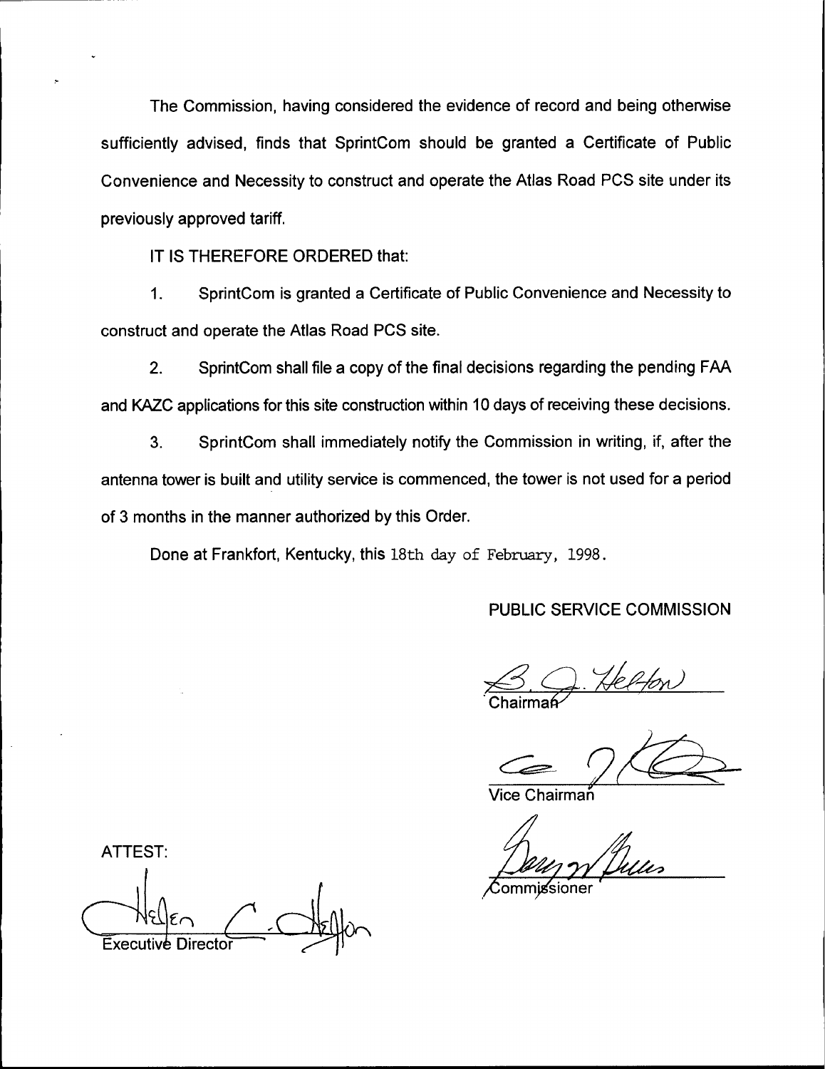The Commission, having considered the evidence of record and being otherwise sufficiently advised, finds that SprintCom should be granted a Certificate of Public Convenience and Necessity to construct and operate the Atlas Road PCS site under its previously approved tariff.

IT IS THEREFORE ORDERED that:

1. SprintCom is granted a Certificate of Public Convenience and Necessity to construct and operate the Atlas Road PCS site.

2. SprintCom shall file a copy of the final decisions regarding the pending FAA and KAZC applications for this site construction within 10 days of receiving these decisions.

3. SprintCom shall immediately notify the Commission in writing, if, after the antenna tower is built and utility service is commenced, the tower is not used for a period of 3 months in the manner authorized by this Order.

Done at Frankfort, Kentucky, this 18th day of February, 1998.

PUBLIC SERVICE COMMISSION

Chairman

Vice Chairman

Commissioner

ATTEST:

Executive Director